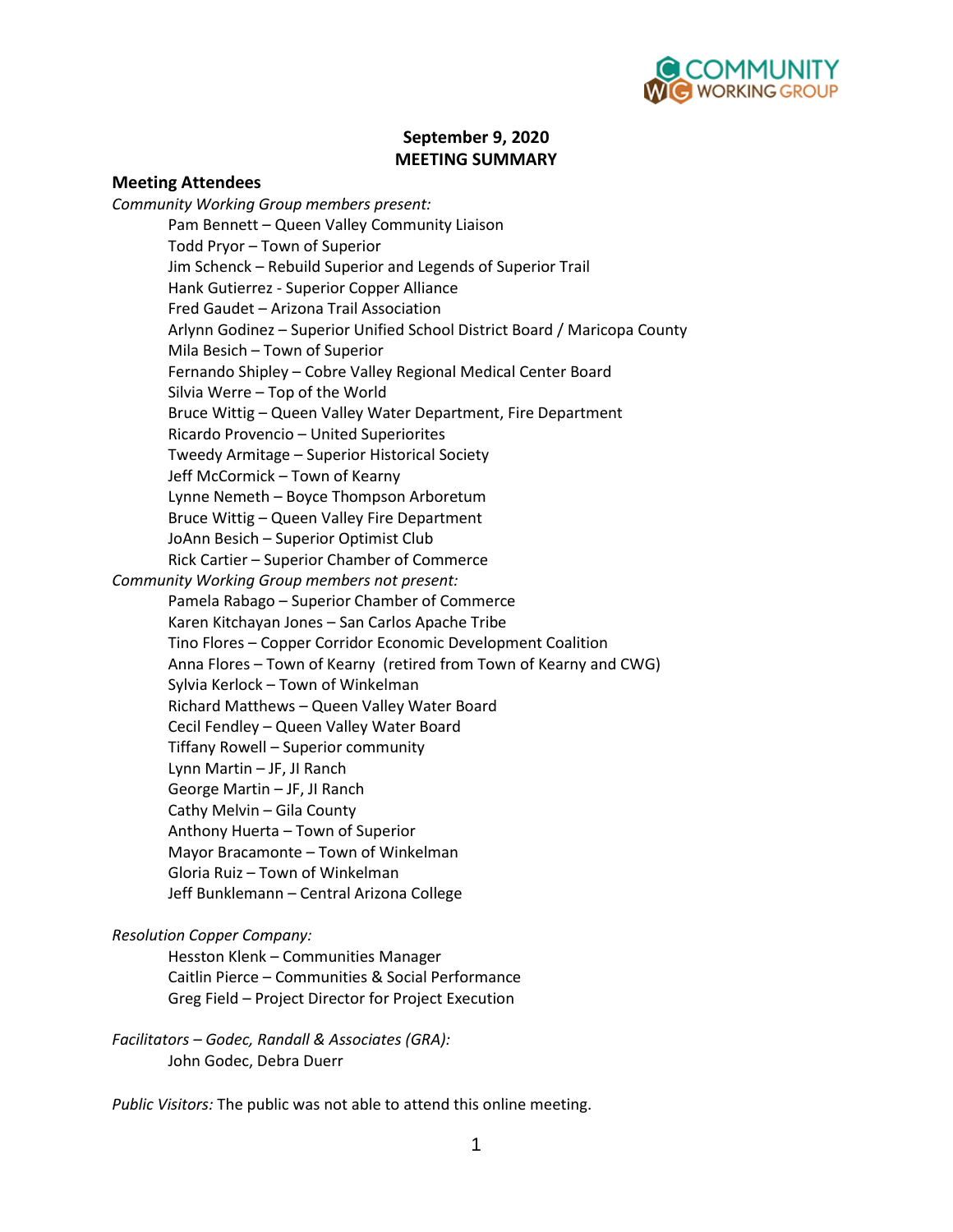**September 9, 2020**
**MEETING SUMMARY**

## Meeting Attendees

*Community Working Group members present:*

- Pam Bennett – Queen Valley Community Liaison
- Todd Pryor – Town of Superior
- Jim Schenck – Rebuild Superior and Legends of Superior Trail
- Hank Gutierrez - Superior Copper Alliance
- Fred Gaudet – Arizona Trail Association
- Arlynn Godinez – Superior Unified School District Board / Maricopa County
- Mila Besich – Town of Superior
- Fernando Shipley – Cobre Valley Regional Medical Center Board
- Silvia Werre – Top of the World
- Bruce Wittig – Queen Valley Water Department, Fire Department
- Ricardo Provencio – United Superiorites
- Tweedy Armitage – Superior Historical Society
- Jeff McCormick – Town of Kearny
- Lynne Nemeth – Boyce Thompson Arboretum
- Bruce Wittig – Queen Valley Fire Department
- JoAnn Besich – Superior Optimist Club
- Rick Cartier – Superior Chamber of Commerce

*Community Working Group members not present:*

- Pamela Rabago – Superior Chamber of Commerce
- Karen Kitchayan Jones – San Carlos Apache Tribe
- Tino Flores – Copper Corridor Economic Development Coalition
- Anna Flores – Town of Kearny (retired from Town of Kearny and CWG)
- Sylvia Kerlock – Town of Winkelman
- Richard Matthews – Queen Valley Water Board
- Cecil Fendley – Queen Valley Water Board
- Tiffany Rowell – Superior community
- Lynn Martin – JF, JI Ranch
- George Martin – JF, JI Ranch
- Cathy Melvin – Gila County
- Anthony Huerta – Town of Superior
- Mayor Bracamonte – Town of Winkelman
- Gloria Ruiz – Town of Winkelman
- Jeff Bunklemann – Central Arizona College

*Resolution Copper Company:*

- Hesston Klenk – Communities Manager
- Caitlin Pierce – Communities & Social Performance
- Greg Field – Project Director for Project Execution

*Facilitators – Godec, Randall & Associates (GRA):*

- John Godec, Debra Duerr

*Public Visitors:* The public was not able to attend this online meeting.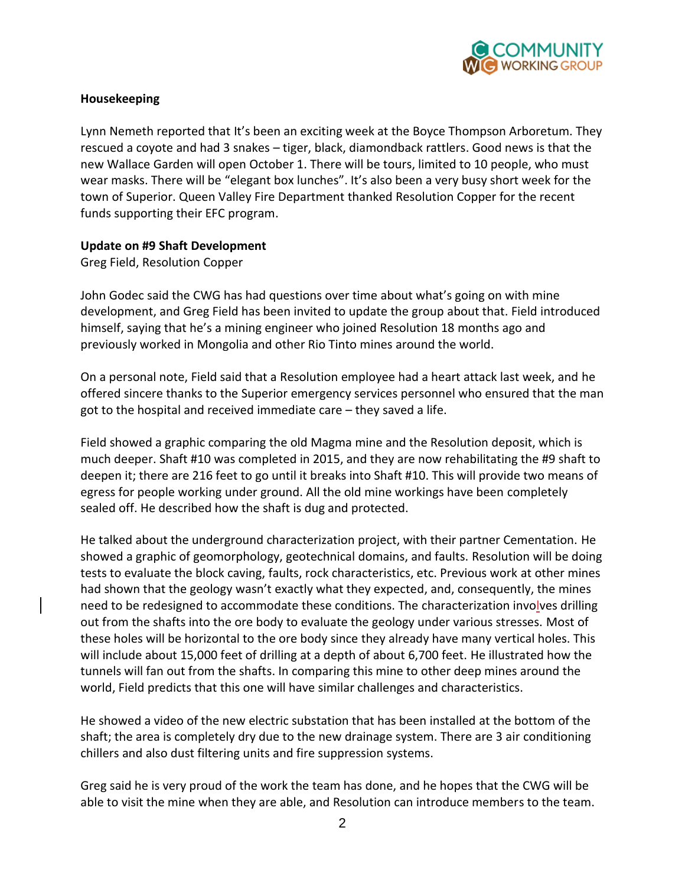**Housekeeping**

Lynn Nemeth reported that It's been an exciting week at the Boyce Thompson Arboretum. They rescued a coyote and had 3 snakes – tiger, black, diamondback rattlers. Good news is that the new Wallace Garden will open October 1. There will be tours, limited to 10 people, who must wear masks. There will be "elegant box lunches". It's also been a very busy short week for the town of Superior. Queen Valley Fire Department thanked Resolution Copper for the recent funds supporting their EFC program.

**Update on #9 Shaft Development**

Greg Field, Resolution Copper

John Godec said the CWG has had questions over time about what's going on with mine development, and Greg Field has been invited to update the group about that. Field introduced himself, saying that he's a mining engineer who joined Resolution 18 months ago and previously worked in Mongolia and other Rio Tinto mines around the world.

On a personal note, Field said that a Resolution employee had a heart attack last week, and he offered sincere thanks to the Superior emergency services personnel who ensured that the man got to the hospital and received immediate care – they saved a life.

Field showed a graphic comparing the old Magma mine and the Resolution deposit, which is much deeper. Shaft #10 was completed in 2015, and they are now rehabilitating the #9 shaft to deepen it; there are 216 feet to go until it breaks into Shaft #10. This will provide two means of egress for people working under ground. All the old mine workings have been completely sealed off. He described how the shaft is dug and protected.

He talked about the underground characterization project, with their partner Cementation. He showed a graphic of geomorphology, geotechnical domains, and faults. Resolution will be doing tests to evaluate the block caving, faults, rock characteristics, etc. Previous work at other mines had shown that the geology wasn't exactly what they expected, and, consequently, the mines need to be redesigned to accommodate these conditions. The characterization involves drilling out from the shafts into the ore body to evaluate the geology under various stresses. Most of these holes will be horizontal to the ore body since they already have many vertical holes. This will include about 15,000 feet of drilling at a depth of about 6,700 feet. He illustrated how the tunnels will fan out from the shafts. In comparing this mine to other deep mines around the world, Field predicts that this one will have similar challenges and characteristics.

He showed a video of the new electric substation that has been installed at the bottom of the shaft; the area is completely dry due to the new drainage system. There are 3 air conditioning chillers and also dust filtering units and fire suppression systems.

Greg said he is very proud of the work the team has done, and he hopes that the CWG will be able to visit the mine when they are able, and Resolution can introduce members to the team.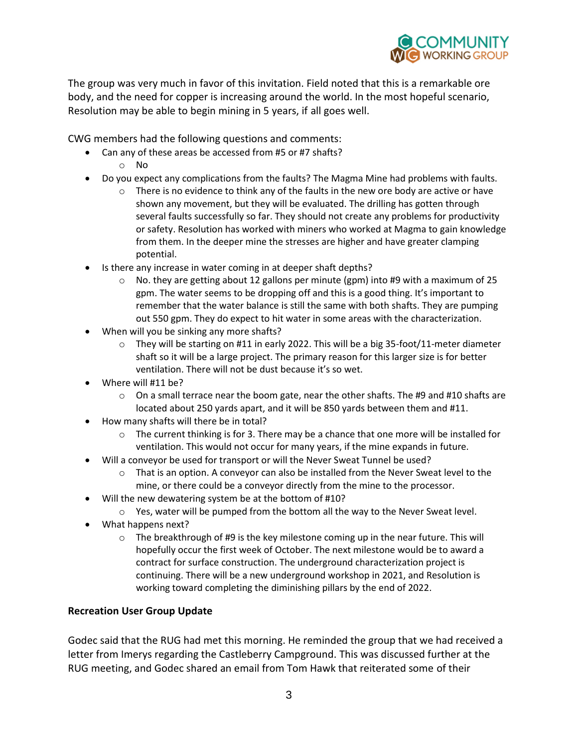The group was very much in favor of this invitation. Field noted that this is a remarkable ore body, and the need for copper is increasing around the world. In the most hopeful scenario, Resolution may be able to begin mining in 5 years, if all goes well.

CWG members had the following questions and comments:

- Can any of these areas be accessed from #5 or #7 shafts?
  - No
- Do you expect any complications from the faults? The Magma Mine had problems with faults.
  - There is no evidence to think any of the faults in the new ore body are active or have shown any movement, but they will be evaluated. The drilling has gotten through several faults successfully so far. They should not create any problems for productivity or safety. Resolution has worked with miners who worked at Magma to gain knowledge from them. In the deeper mine the stresses are higher and have greater clamping potential.
- Is there any increase in water coming in at deeper shaft depths?
  - No. they are getting about 12 gallons per minute (gpm) into #9 with a maximum of 25 gpm. The water seems to be dropping off and this is a good thing. It's important to remember that the water balance is still the same with both shafts. They are pumping out 550 gpm. They do expect to hit water in some areas with the characterization.
- When will you be sinking any more shafts?
  - They will be starting on #11 in early 2022. This will be a big 35-foot/11-meter diameter shaft so it will be a large project. The primary reason for this larger size is for better ventilation. There will not be dust because it's so wet.
- Where will #11 be?
  - On a small terrace near the boom gate, near the other shafts. The #9 and #10 shafts are located about 250 yards apart, and it will be 850 yards between them and #11.
- How many shafts will there be in total?
  - The current thinking is for 3. There may be a chance that one more will be installed for ventilation. This would not occur for many years, if the mine expands in future.
- Will a conveyor be used for transport or will the Never Sweat Tunnel be used?
  - That is an option. A conveyor can also be installed from the Never Sweat level to the mine, or there could be a conveyor directly from the mine to the processor.
- Will the new dewatering system be at the bottom of #10?
  - Yes, water will be pumped from the bottom all the way to the Never Sweat level.
- What happens next?
  - The breakthrough of #9 is the key milestone coming up in the near future. This will hopefully occur the first week of October. The next milestone would be to award a contract for surface construction. The underground characterization project is continuing. There will be a new underground workshop in 2021, and Resolution is working toward completing the diminishing pillars by the end of 2022.

**Recreation User Group Update**

Godec said that the RUG had met this morning. He reminded the group that we had received a letter from Imerys regarding the Castleberry Campground. This was discussed further at the RUG meeting, and Godec shared an email from Tom Hawk that reiterated some of their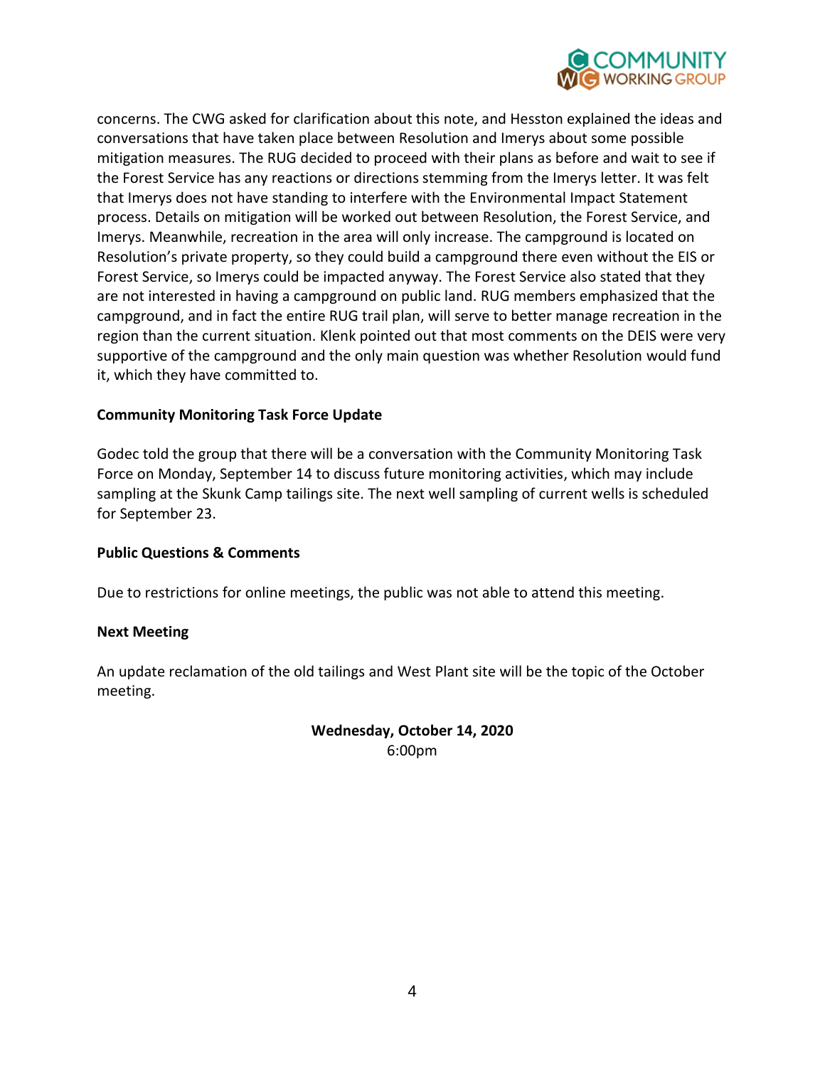concerns. The CWG asked for clarification about this note, and Hesston explained the ideas and conversations that have taken place between Resolution and Imerys about some possible mitigation measures. The RUG decided to proceed with their plans as before and wait to see if the Forest Service has any reactions or directions stemming from the Imerys letter. It was felt that Imerys does not have standing to interfere with the Environmental Impact Statement process. Details on mitigation will be worked out between Resolution, the Forest Service, and Imerys. Meanwhile, recreation in the area will only increase. The campground is located on Resolution's private property, so they could build a campground there even without the EIS or Forest Service, so Imerys could be impacted anyway. The Forest Service also stated that they are not interested in having a campground on public land. RUG members emphasized that the campground, and in fact the entire RUG trail plan, will serve to better manage recreation in the region than the current situation. Klenk pointed out that most comments on the DEIS were very supportive of the campground and the only main question was whether Resolution would fund it, which they have committed to.

**Community Monitoring Task Force Update**

Godec told the group that there will be a conversation with the Community Monitoring Task Force on Monday, September 14 to discuss future monitoring activities, which may include sampling at the Skunk Camp tailings site. The next well sampling of current wells is scheduled for September 23.

**Public Questions & Comments**

Due to restrictions for online meetings, the public was not able to attend this meeting.

**Next Meeting**

An update reclamation of the old tailings and West Plant site will be the topic of the October meeting.

**Wednesday, October 14, 2020**
6:00pm